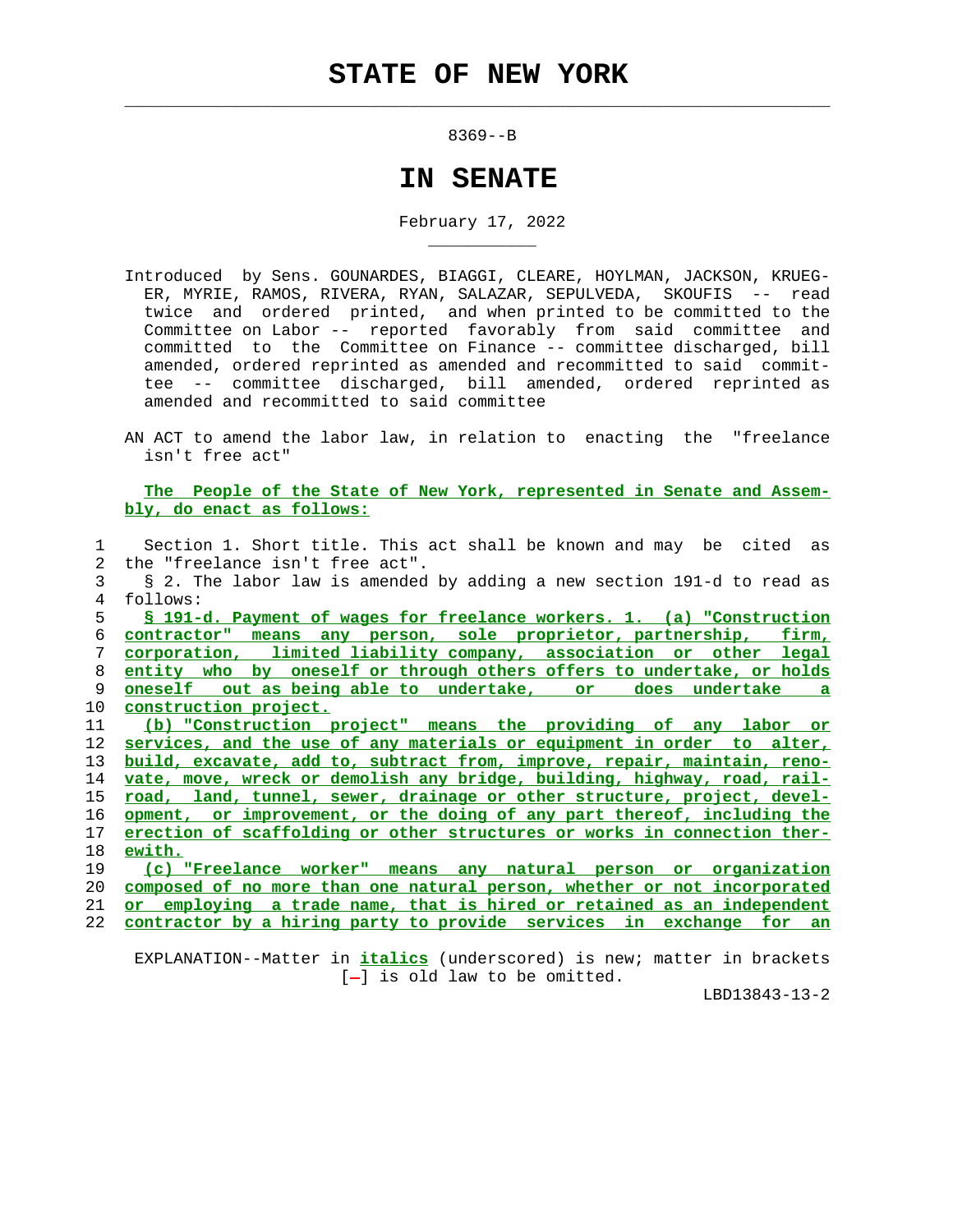# STATE OF NEW YORK

8369--B

## IN SENATE

February 17, 2022

Introduced by Sens. GOUNARDES, BIAGGI, CLEARE, HOYLMAN, JACKSON, KRUEGER, MYRIE, RAMOS, RIVERA, RYAN, SALAZAR, SEPULVEDA, SKOUFIS -- read twice and ordered printed, and when printed to be committed to the Committee on Labor -- reported favorably from said committee and committed to the Committee on Finance -- committee discharged, bill amended, ordered reprinted as amended and recommitted to said committee -- committee discharged, bill amended, ordered reprinted as amended and recommitted to said committee

AN ACT to amend the labor law, in relation to enacting the "freelance isn't free act"

**The People of the State of New York, represented in Senate and Assembly, do enact as follows:**

1 Section 1. Short title. This act shall be known and may be cited as
2 the "freelance isn't free act".
3 § 2. The labor law is amended by adding a new section 191-d to read as
4 follows:
5 § 191-d. Payment of wages for freelance workers. 1. (a) "Construction
6 contractor" means any person, sole proprietor, partnership, firm,
7 corporation, limited liability company, association or other legal
8 entity who by oneself or through others offers to undertake, or holds
9 oneself out as being able to undertake, or does undertake a
10 construction project.
11 (b) "Construction project" means the providing of any labor or
12 services, and the use of any materials or equipment in order to alter,
13 build, excavate, add to, subtract from, improve, repair, maintain, reno-
14 vate, move, wreck or demolish any bridge, building, highway, road, rail-
15 road, land, tunnel, sewer, drainage or other structure, project, devel-
16 opment, or improvement, or the doing of any part thereof, including the
17 erection of scaffolding or other structures or works in connection ther-
18 ewith.
19 (c) "Freelance worker" means any natural person or organization
20 composed of no more than one natural person, whether or not incorporated
21 or employing a trade name, that is hired or retained as an independent
22 contractor by a hiring party to provide services in exchange for an

EXPLANATION--Matter in *italics* (underscored) is new; matter in brackets [-] is old law to be omitted.

LBD13843-13-2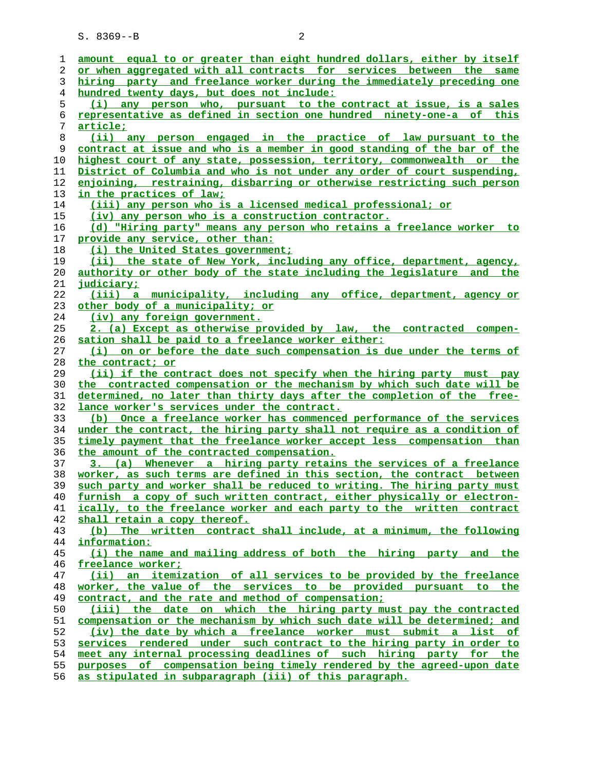amount equal to or greater than eight hundred dollars, either by itself or when aggregated with all contracts for services between the same hiring party and freelance worker during the immediately preceding one hundred twenty days, but does not include:

(i) any person who, pursuant to the contract at issue, is a sales representative as defined in section one hundred ninety-one-a of this article;

(ii) any person engaged in the practice of law pursuant to the contract at issue and who is a member in good standing of the bar of the highest court of any state, possession, territory, commonwealth or the District of Columbia and who is not under any order of court suspending, enjoining, restraining, disbarring or otherwise restricting such person in the practices of law;

(iii) any person who is a licensed medical professional; or

(iv) any person who is a construction contractor.

(d) "Hiring party" means any person who retains a freelance worker to provide any service, other than:

(i) the United States government;

(ii) the state of New York, including any office, department, agency, authority or other body of the state including the legislature and the judiciary;

(iii) a municipality, including any office, department, agency or other body of a municipality; or

(iv) any foreign government.

2. (a) Except as otherwise provided by law, the contracted compensation shall be paid to a freelance worker either:

(i) on or before the date such compensation is due under the terms of the contract; or

(ii) if the contract does not specify when the hiring party must pay the contracted compensation or the mechanism by which such date will be determined, no later than thirty days after the completion of the freelance worker's services under the contract.

(b) Once a freelance worker has commenced performance of the services under the contract, the hiring party shall not require as a condition of timely payment that the freelance worker accept less compensation than the amount of the contracted compensation.

3. (a) Whenever a hiring party retains the services of a freelance worker, as such terms are defined in this section, the contract between such party and worker shall be reduced to writing. The hiring party must furnish a copy of such written contract, either physically or electronically, to the freelance worker and each party to the written contract shall retain a copy thereof.

(b) The written contract shall include, at a minimum, the following information:

(i) the name and mailing address of both the hiring party and the freelance worker;

(ii) an itemization of all services to be provided by the freelance worker, the value of the services to be provided pursuant to the contract, and the rate and method of compensation;

(iii) the date on which the hiring party must pay the contracted compensation or the mechanism by which such date will be determined; and

(iv) the date by which a freelance worker must submit a list of services rendered under such contract to the hiring party in order to meet any internal processing deadlines of such hiring party for the purposes of compensation being timely rendered by the agreed-upon date as stipulated in subparagraph (iii) of this paragraph.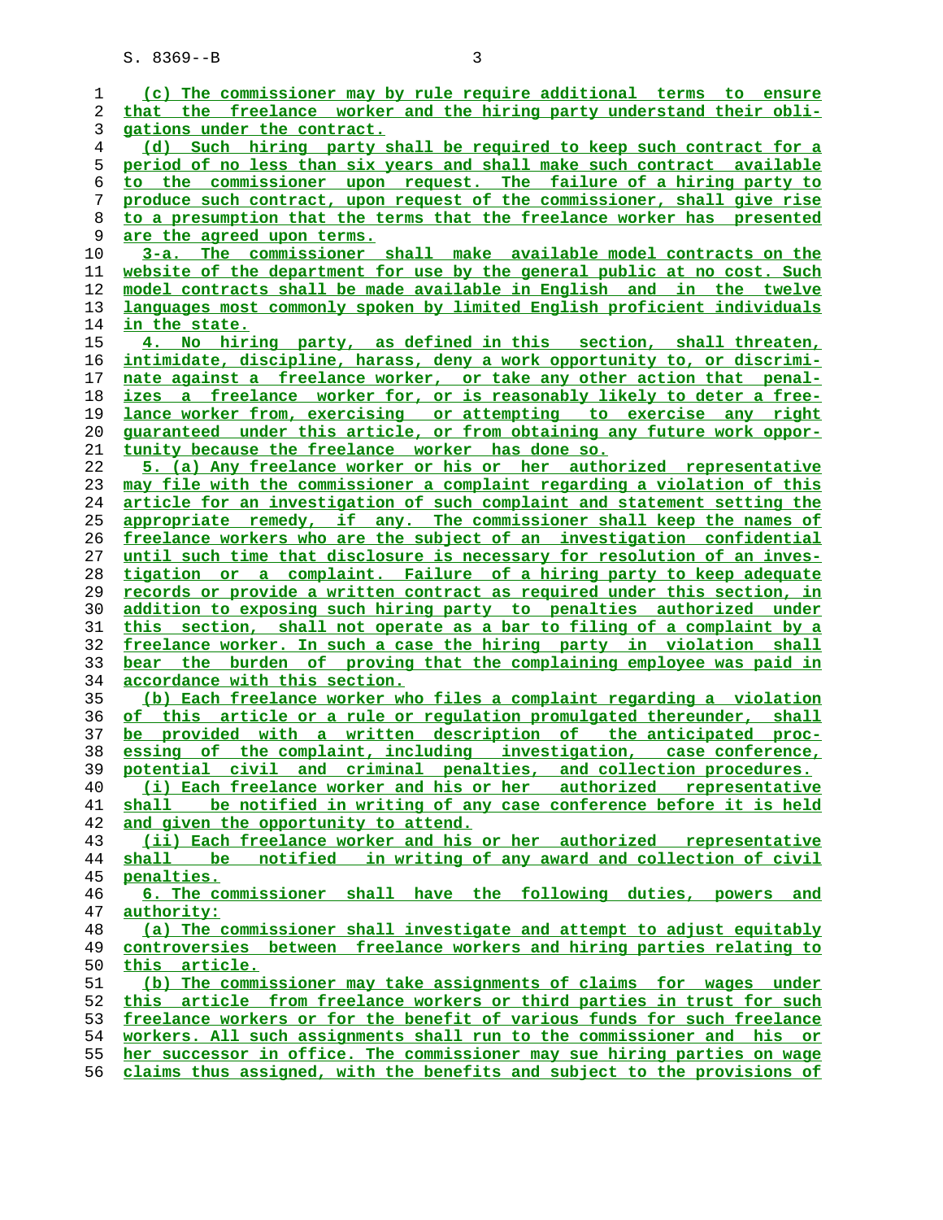(c) The commissioner may by rule require additional terms to ensure that the freelance worker and the hiring party understand their obligations under the contract.

(d) Such hiring party shall be required to keep such contract for a period of no less than six years and shall make such contract available to the commissioner upon request. The failure of a hiring party to produce such contract, upon request of the commissioner, shall give rise to a presumption that the terms that the freelance worker has presented are the agreed upon terms.

3-a. The commissioner shall make available model contracts on the website of the department for use by the general public at no cost. Such model contracts shall be made available in English and in the twelve languages most commonly spoken by limited English proficient individuals in the state.

4. No hiring party, as defined in this section, shall threaten, intimidate, discipline, harass, deny a work opportunity to, or discriminate against a freelance worker, or take any other action that penalizes a freelance worker for, or is reasonably likely to deter a freelance worker from, exercising or attempting to exercise any right guaranteed under this article, or from obtaining any future work opportunity because the freelance worker has done so.

5. (a) Any freelance worker or his or her authorized representative may file with the commissioner a complaint regarding a violation of this article for an investigation of such complaint and statement setting the appropriate remedy, if any. The commissioner shall keep the names of freelance workers who are the subject of an investigation confidential until such time that disclosure is necessary for resolution of an investigation or a complaint. Failure of a hiring party to keep adequate records or provide a written contract as required under this section, in addition to exposing such hiring party to penalties authorized under this section, shall not operate as a bar to filing of a complaint by a freelance worker. In such a case the hiring party in violation shall bear the burden of proving that the complaining employee was paid in accordance with this section.

(b) Each freelance worker who files a complaint regarding a violation of this article or a rule or regulation promulgated thereunder, shall be provided with a written description of the anticipated processing of the complaint, including investigation, case conference, potential civil and criminal penalties, and collection procedures.

(i) Each freelance worker and his or her authorized representative shall be notified in writing of any case conference before it is held and given the opportunity to attend.

(ii) Each freelance worker and his or her authorized representative shall be notified in writing of any award and collection of civil penalties.

6. The commissioner shall have the following duties, powers and authority:

(a) The commissioner shall investigate and attempt to adjust equitably controversies between freelance workers and hiring parties relating to this article.

(b) The commissioner may take assignments of claims for wages under this article from freelance workers or third parties in trust for such freelance workers or for the benefit of various funds for such freelance workers. All such assignments shall run to the commissioner and his or her successor in office. The commissioner may sue hiring parties on wage claims thus assigned, with the benefits and subject to the provisions of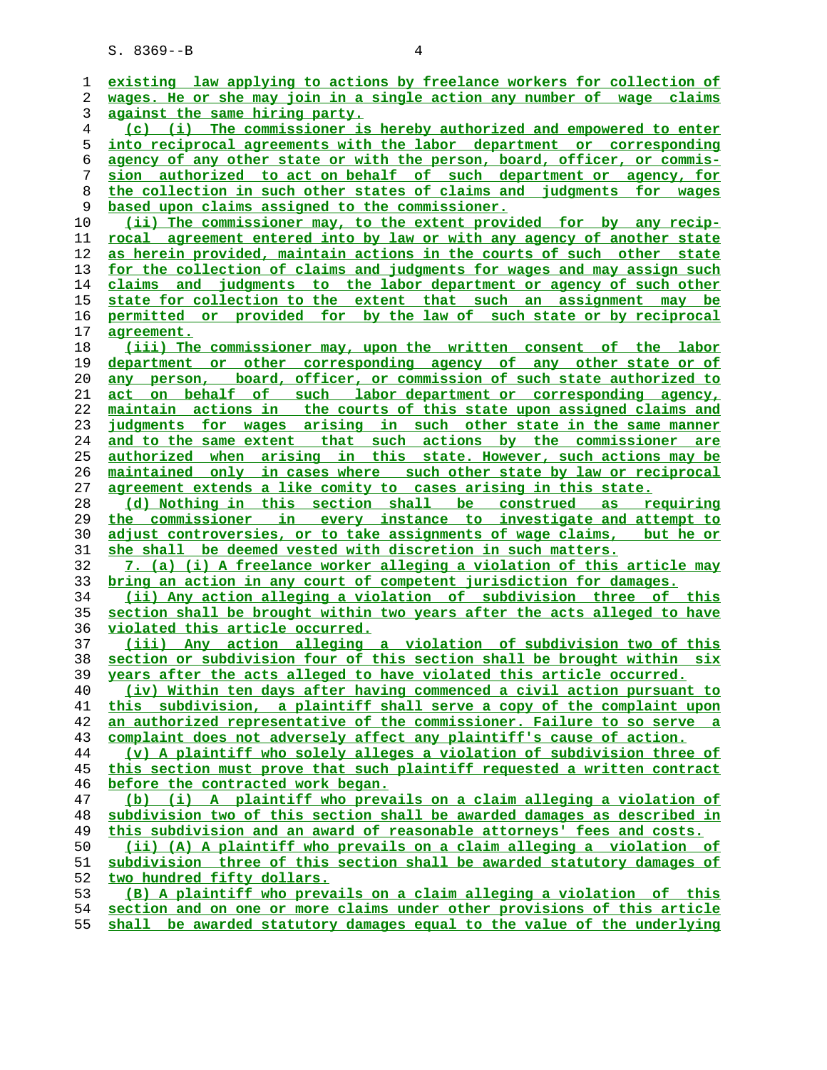existing law applying to actions by freelance workers for collection of wages. He or she may join in a single action any number of wage claims against the same hiring party.

(c) (i) The commissioner is hereby authorized and empowered to enter into reciprocal agreements with the labor department or corresponding agency of any other state or with the person, board, officer, or commission authorized to act on behalf of such department or agency, for the collection in such other states of claims and judgments for wages based upon claims assigned to the commissioner.

(ii) The commissioner may, to the extent provided for by any reciprocal agreement entered into by law or with any agency of another state as herein provided, maintain actions in the courts of such other state for the collection of claims and judgments for wages and may assign such claims and judgments to the labor department or agency of such other state for collection to the extent that such an assignment may be permitted or provided for by the law of such state or by reciprocal agreement.

(iii) The commissioner may, upon the written consent of the labor department or other corresponding agency of any other state or of any person, board, officer, or commission of such state authorized to act on behalf of such labor department or corresponding agency, maintain actions in the courts of this state upon assigned claims and judgments for wages arising in such other state in the same manner and to the same extent that such actions by the commissioner are authorized when arising in this state. However, such actions may be maintained only in cases where such other state by law or reciprocal agreement extends a like comity to cases arising in this state.

(d) Nothing in this section shall be construed as requiring the commissioner in every instance to investigate and attempt to adjust controversies, or to take assignments of wage claims, but he or she shall be deemed vested with discretion in such matters.

7. (a) (i) A freelance worker alleging a violation of this article may bring an action in any court of competent jurisdiction for damages.

(ii) Any action alleging a violation of subdivision three of this section shall be brought within two years after the acts alleged to have violated this article occurred.

(iii) Any action alleging a violation of subdivision two of this section or subdivision four of this section shall be brought within six years after the acts alleged to have violated this article occurred.

(iv) Within ten days after having commenced a civil action pursuant to this subdivision, a plaintiff shall serve a copy of the complaint upon an authorized representative of the commissioner. Failure to so serve a complaint does not adversely affect any plaintiff's cause of action.

(v) A plaintiff who solely alleges a violation of subdivision three of this section must prove that such plaintiff requested a written contract before the contracted work began.

(b) (i) A plaintiff who prevails on a claim alleging a violation of subdivision two of this section shall be awarded damages as described in this subdivision and an award of reasonable attorneys' fees and costs.

(ii) (A) A plaintiff who prevails on a claim alleging a violation of subdivision three of this section shall be awarded statutory damages of two hundred fifty dollars.

(B) A plaintiff who prevails on a claim alleging a violation of this section and on one or more claims under other provisions of this article shall be awarded statutory damages equal to the value of the underlying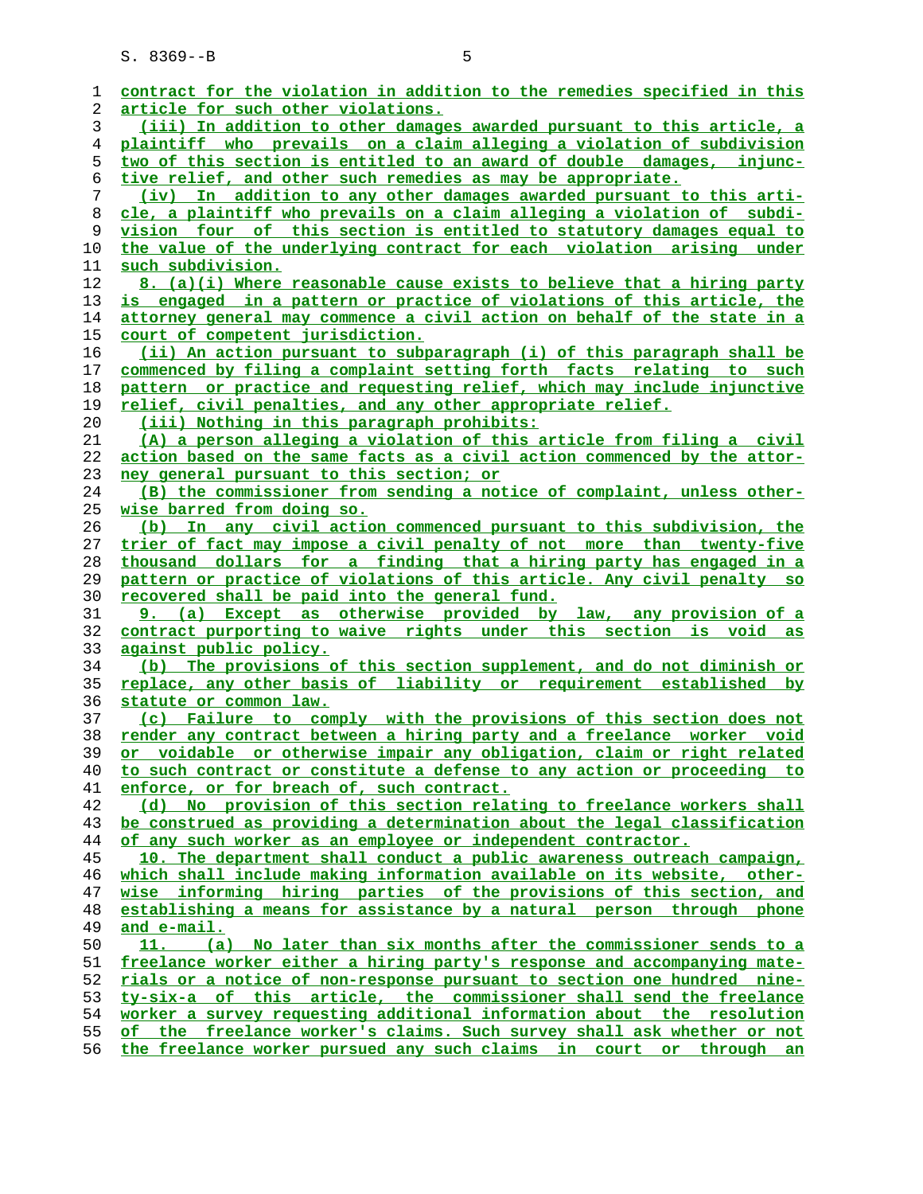contract for the violation in addition to the remedies specified in this article for such other violations.

(iii) In addition to other damages awarded pursuant to this article, a plaintiff who prevails on a claim alleging a violation of subdivision two of this section is entitled to an award of double damages, injunctive relief, and other such remedies as may be appropriate.

(iv) In addition to any other damages awarded pursuant to this article, a plaintiff who prevails on a claim alleging a violation of subdivision four of this section is entitled to statutory damages equal to the value of the underlying contract for each violation arising under such subdivision.

8. (a)(i) Where reasonable cause exists to believe that a hiring party is engaged in a pattern or practice of violations of this article, the attorney general may commence a civil action on behalf of the state in a court of competent jurisdiction.

(ii) An action pursuant to subparagraph (i) of this paragraph shall be commenced by filing a complaint setting forth facts relating to such pattern or practice and requesting relief, which may include injunctive relief, civil penalties, and any other appropriate relief.

(iii) Nothing in this paragraph prohibits:

(A) a person alleging a violation of this article from filing a civil action based on the same facts as a civil action commenced by the attorney general pursuant to this section; or

(B) the commissioner from sending a notice of complaint, unless otherwise barred from doing so.

(b) In any civil action commenced pursuant to this subdivision, the trier of fact may impose a civil penalty of not more than twenty-five thousand dollars for a finding that a hiring party has engaged in a pattern or practice of violations of this article. Any civil penalty so recovered shall be paid into the general fund.

9. (a) Except as otherwise provided by law, any provision of a contract purporting to waive rights under this section is void as against public policy.

(b) The provisions of this section supplement, and do not diminish or replace, any other basis of liability or requirement established by statute or common law.

(c) Failure to comply with the provisions of this section does not render any contract between a hiring party and a freelance worker void or voidable or otherwise impair any obligation, claim or right related to such contract or constitute a defense to any action or proceeding to enforce, or for breach of, such contract.

(d) No provision of this section relating to freelance workers shall be construed as providing a determination about the legal classification of any such worker as an employee or independent contractor.

10. The department shall conduct a public awareness outreach campaign, which shall include making information available on its website, otherwise informing hiring parties of the provisions of this section, and establishing a means for assistance by a natural person through phone and e-mail.

11. (a) No later than six months after the commissioner sends to a freelance worker either a hiring party's response and accompanying materials or a notice of non-response pursuant to section one hundred ninety-six-a of this article, the commissioner shall send the freelance worker a survey requesting additional information about the resolution of the freelance worker's claims. Such survey shall ask whether or not the freelance worker pursued any such claims in court or through an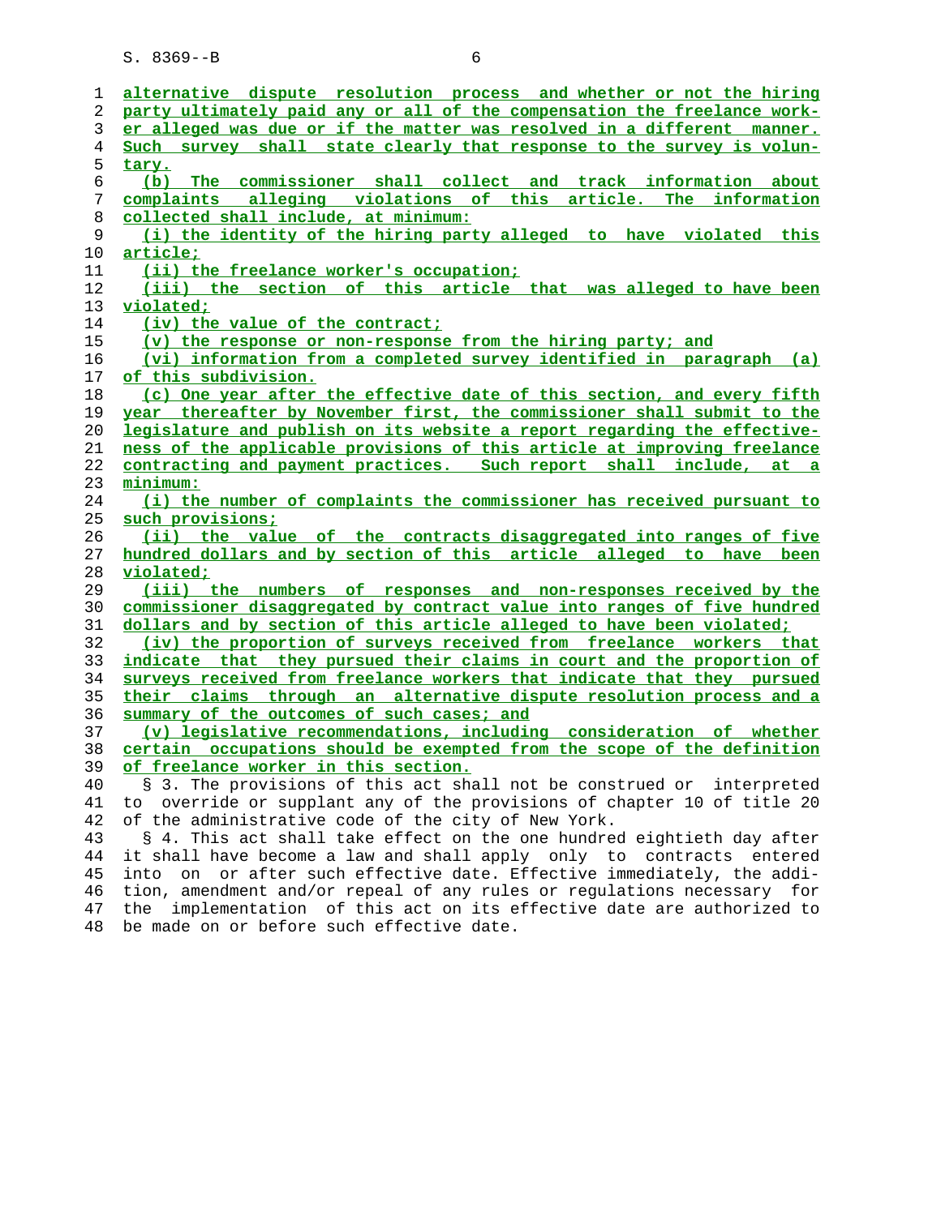alternative dispute resolution process and whether or not the hiring party ultimately paid any or all of the compensation the freelance worker alleged was due or if the matter was resolved in a different manner. Such survey shall state clearly that response to the survey is voluntary.

(b) The commissioner shall collect and track information about complaints alleging violations of this article. The information collected shall include, at minimum:

(i) the identity of the hiring party alleged to have violated this article;

(ii) the freelance worker's occupation;

(iii) the section of this article that was alleged to have been violated;

(iv) the value of the contract;

(v) the response or non-response from the hiring party; and

(vi) information from a completed survey identified in paragraph (a) of this subdivision.

(c) One year after the effective date of this section, and every fifth year thereafter by November first, the commissioner shall submit to the legislature and publish on its website a report regarding the effectiveness of the applicable provisions of this article at improving freelance contracting and payment practices. Such report shall include, at a minimum:

(i) the number of complaints the commissioner has received pursuant to such provisions;

(ii) the value of the contracts disaggregated into ranges of five hundred dollars and by section of this article alleged to have been violated;

(iii) the numbers of responses and non-responses received by the commissioner disaggregated by contract value into ranges of five hundred dollars and by section of this article alleged to have been violated;

(iv) the proportion of surveys received from freelance workers that indicate that they pursued their claims in court and the proportion of surveys received from freelance workers that indicate that they pursued their claims through an alternative dispute resolution process and a summary of the outcomes of such cases; and

(v) legislative recommendations, including consideration of whether certain occupations should be exempted from the scope of the definition of freelance worker in this section.

§ 3. The provisions of this act shall not be construed or interpreted to override or supplant any of the provisions of chapter 10 of title 20 of the administrative code of the city of New York.

§ 4. This act shall take effect on the one hundred eightieth day after it shall have become a law and shall apply only to contracts entered into on or after such effective date. Effective immediately, the addition, amendment and/or repeal of any rules or regulations necessary for the implementation of this act on its effective date are authorized to be made on or before such effective date.